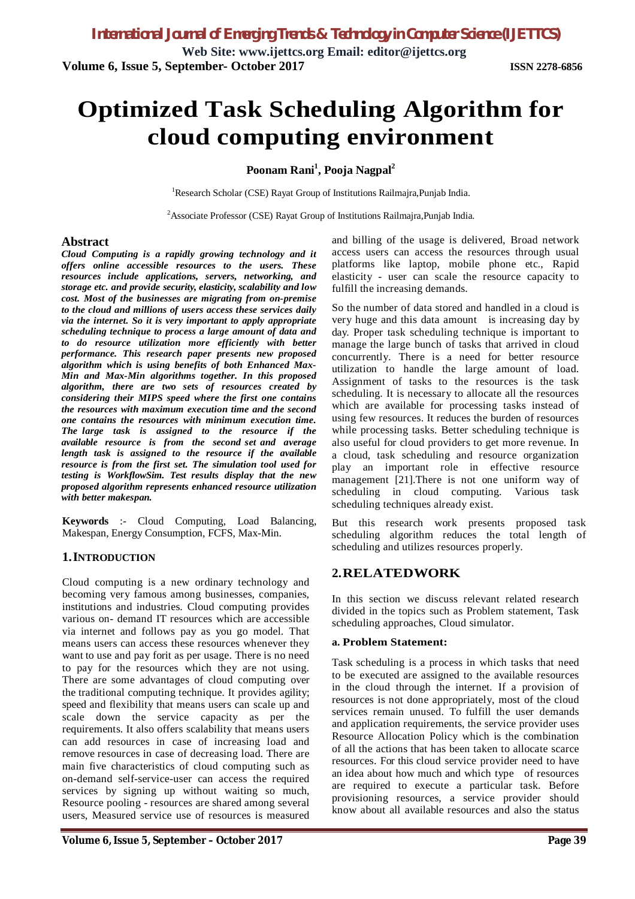# Optimized Task Scheduling Algorithm for cloud computing environment

**Poonam Rani[1], Pooja Nagpal[2]**

[1]Research Scholar (CSE) Rayat Group of Institutions Railmajra,Punjab India.

[2]Associate Professor (CSE) Rayat Group of Institutions Railmajra,Punjab India.

## Abstract

***Cloud Computing is a rapidly growing technology and it offers online accessible resources to the users. These resources include applications, servers, networking, and storage etc. and provide security, elasticity, scalability and low cost. Most of the businesses are migrating from on-premise to the cloud and millions of users access these services daily via the internet. So it is very important to apply appropriate scheduling technique to process a large amount of data and to do resource utilization more efficiently with better performance. This research paper presents new proposed algorithm which is using benefits of both Enhanced Max-Min and Max-Min algorithms together. In this proposed algorithm, there are two sets of resources created by considering their MIPS speed where the first one contains the resources with maximum execution time and the second one contains the resources with minimum execution time. The large task is assigned to the resource if the available resource is from the second set and average length task is assigned to the resource if the available resource is from the first set. The simulation tool used for testing is WorkflowSim. Test results display that the new proposed algorithm represents enhanced resource utilization with better makespan.***

**Keywords** :- Cloud Computing, Load Balancing, Makespan, Energy Consumption, FCFS, Max-Min.

## 1. INTRODUCTION

Cloud computing is a new ordinary technology and becoming very famous among businesses, companies, institutions and industries. Cloud computing provides various on- demand IT resources which are accessible via internet and follows pay as you go model. That means users can access these resources whenever they want to use and pay forit as per usage. There is no need to pay for the resources which they are not using. There are some advantages of cloud computing over the traditional computing technique. It provides agility; speed and flexibility that means users can scale up and scale down the service capacity as per the requirements. It also offers scalability that means users can add resources in case of increasing load and remove resources in case of decreasing load. There are main five characteristics of cloud computing such as on-demand self-service-user can access the required services by signing up without waiting so much, Resource pooling - resources are shared among several users, Measured service use of resources is measured and billing of the usage is delivered, Broad network access users can access the resources through usual platforms like laptop, mobile phone etc., Rapid elasticity - user can scale the resource capacity to fulfill the increasing demands.

So the number of data stored and handled in a cloud is very huge and this data amount is increasing day by day. Proper task scheduling technique is important to manage the large bunch of tasks that arrived in cloud concurrently. There is a need for better resource utilization to handle the large amount of load. Assignment of tasks to the resources is the task scheduling. It is necessary to allocate all the resources which are available for processing tasks instead of using few resources. It reduces the burden of resources while processing tasks. Better scheduling technique is also useful for cloud providers to get more revenue. In a cloud, task scheduling and resource organization play an important role in effective resource management [21].There is not one uniform way of scheduling in cloud computing. Various task scheduling techniques already exist.

But this research work presents proposed task scheduling algorithm reduces the total length of scheduling and utilizes resources properly.

## 2. RELATEDWORK

In this section we discuss relevant related research divided in the topics such as Problem statement, Task scheduling approaches, Cloud simulator.

### a. Problem Statement:

Task scheduling is a process in which tasks that need to be executed are assigned to the available resources in the cloud through the internet. If a provision of resources is not done appropriately, most of the cloud services remain unused. To fulfill the user demands and application requirements, the service provider uses Resource Allocation Policy which is the combination of all the actions that has been taken to allocate scarce resources. For this cloud service provider need to have an idea about how much and which type of resources are required to execute a particular task. Before provisioning resources, a service provider should know about all available resources and also the status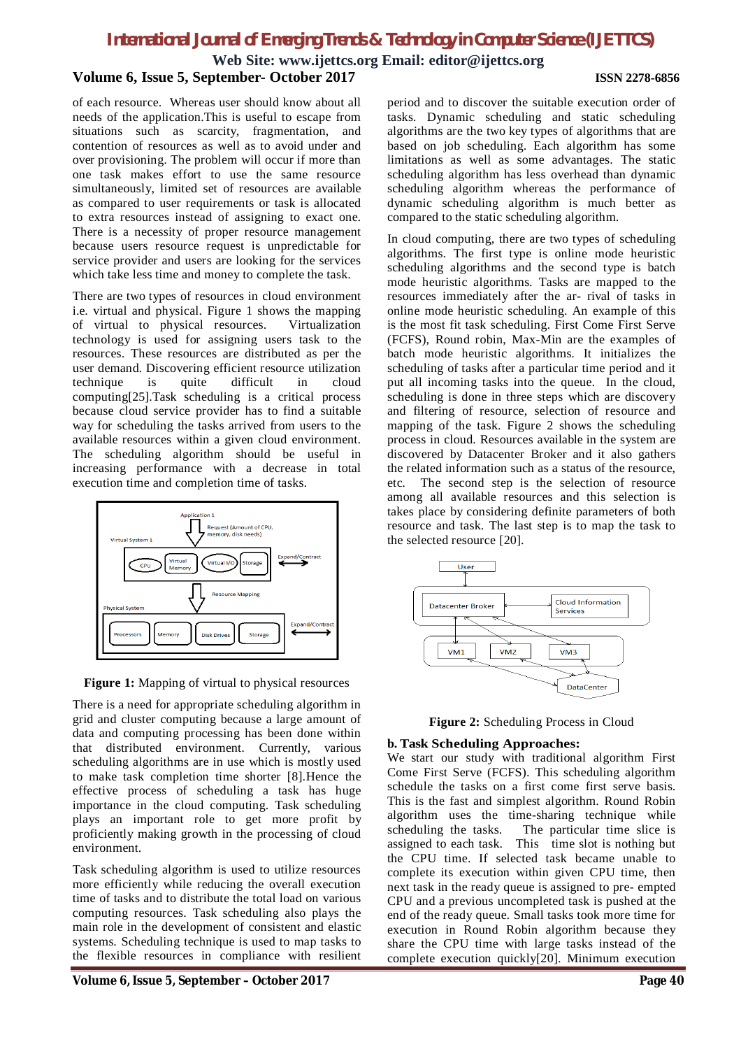of each resource. Whereas user should know about all needs of the application.This is useful to escape from situations such as scarcity, fragmentation, and contention of resources as well as to avoid under and over provisioning. The problem will occur if more than one task makes effort to use the same resource simultaneously, limited set of resources are available as compared to user requirements or task is allocated to extra resources instead of assigning to exact one. There is a necessity of proper resource management because users resource request is unpredictable for service provider and users are looking for the services which take less time and money to complete the task.

There are two types of resources in cloud environment i.e. virtual and physical. Figure 1 shows the mapping of virtual to physical resources. Virtualization technology is used for assigning users task to the resources. These resources are distributed as per the user demand. Discovering efficient resource utilization technique is quite difficult in cloud computing[25].Task scheduling is a critical process because cloud service provider has to find a suitable way for scheduling the tasks arrived from users to the available resources within a given cloud environment. The scheduling algorithm should be useful in increasing performance with a decrease in total execution time and completion time of tasks.

**Figure 1:** Mapping of virtual to physical resources

There is a need for appropriate scheduling algorithm in grid and cluster computing because a large amount of data and computing processing has been done within that distributed environment. Currently, various scheduling algorithms are in use which is mostly used to make task completion time shorter [8].Hence the effective process of scheduling a task has huge importance in the cloud computing. Task scheduling plays an important role to get more profit by proficiently making growth in the processing of cloud environment.

Task scheduling algorithm is used to utilize resources more efficiently while reducing the overall execution time of tasks and to distribute the total load on various computing resources. Task scheduling also plays the main role in the development of consistent and elastic systems. Scheduling technique is used to map tasks to the flexible resources in compliance with resilient period and to discover the suitable execution order of tasks. Dynamic scheduling and static scheduling algorithms are the two key types of algorithms that are based on job scheduling. Each algorithm has some limitations as well as some advantages. The static scheduling algorithm has less overhead than dynamic scheduling algorithm whereas the performance of dynamic scheduling algorithm is much better as compared to the static scheduling algorithm.

In cloud computing, there are two types of scheduling algorithms. The first type is online mode heuristic scheduling algorithms and the second type is batch mode heuristic algorithms. Tasks are mapped to the resources immediately after the ar- rival of tasks in online mode heuristic scheduling. An example of this is the most fit task scheduling. First Come First Serve (FCFS), Round robin, Max-Min are the examples of batch mode heuristic algorithms. It initializes the scheduling of tasks after a particular time period and it put all incoming tasks into the queue. In the cloud, scheduling is done in three steps which are discovery and filtering of resource, selection of resource and mapping of the task. Figure 2 shows the scheduling process in cloud. Resources available in the system are discovered by Datacenter Broker and it also gathers the related information such as a status of the resource, etc. The second step is the selection of resource among all available resources and this selection is takes place by considering definite parameters of both resource and task. The last step is to map the task to the selected resource [20].

**Figure 2:** Scheduling Process in Cloud

**b. Task Scheduling Approaches:**

We start our study with traditional algorithm First Come First Serve (FCFS). This scheduling algorithm schedule the tasks on a first come first serve basis. This is the fast and simplest algorithm. Round Robin algorithm uses the time-sharing technique while scheduling the tasks. The particular time slice is assigned to each task. This time slot is nothing but the CPU time. If selected task became unable to complete its execution within given CPU time, then next task in the ready queue is assigned to pre- empted CPU and a previous uncompleted task is pushed at the end of the ready queue. Small tasks took more time for execution in Round Robin algorithm because they share the CPU time with large tasks instead of the complete execution quickly[20]. Minimum execution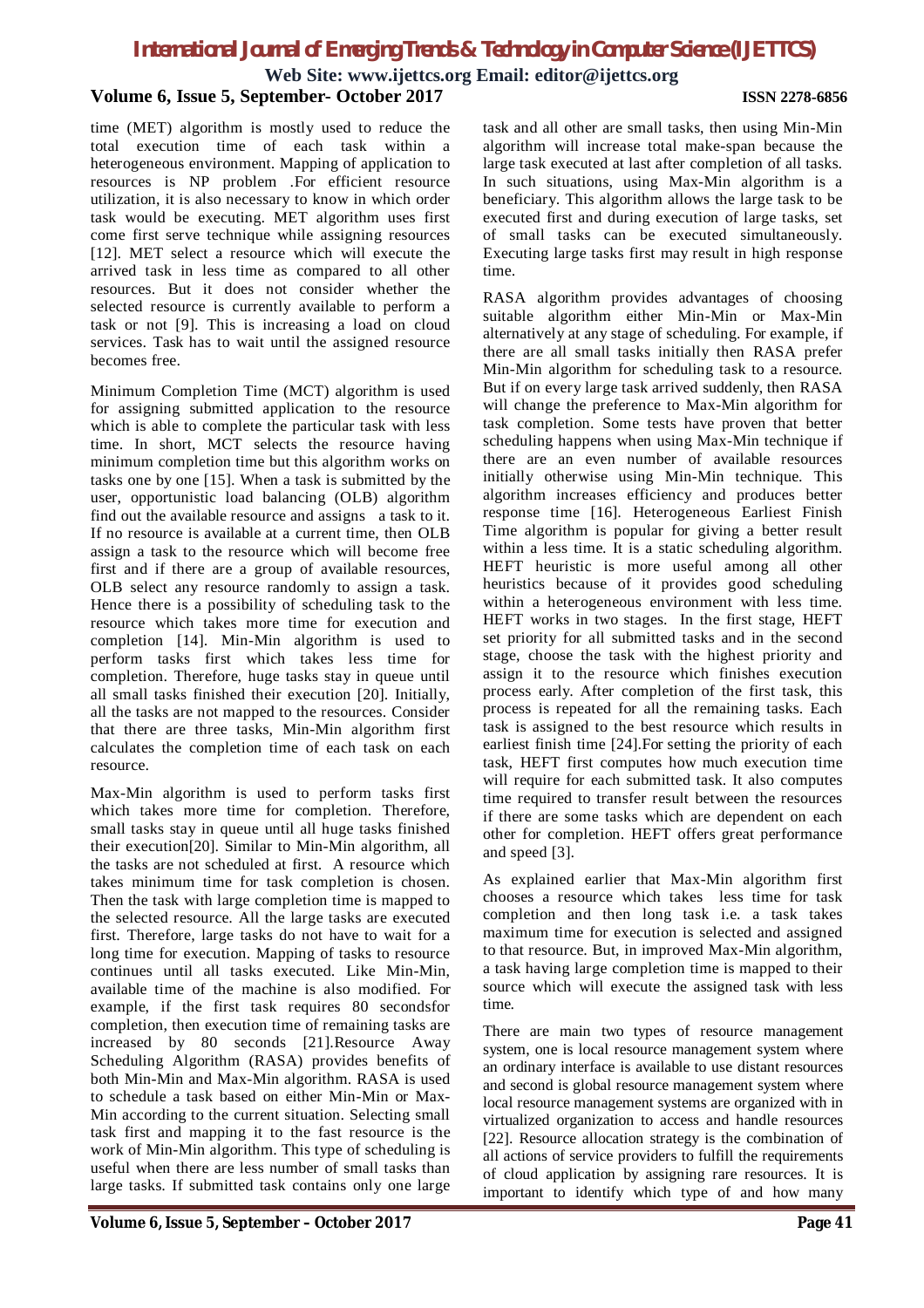time (MET) algorithm is mostly used to reduce the total execution time of each task within a heterogeneous environment. Mapping of application to resources is NP problem .For efficient resource utilization, it is also necessary to know in which order task would be executing. MET algorithm uses first come first serve technique while assigning resources [12]. MET select a resource which will execute the arrived task in less time as compared to all other resources. But it does not consider whether the selected resource is currently available to perform a task or not [9]. This is increasing a load on cloud services. Task has to wait until the assigned resource becomes free.

Minimum Completion Time (MCT) algorithm is used for assigning submitted application to the resource which is able to complete the particular task with less time. In short, MCT selects the resource having minimum completion time but this algorithm works on tasks one by one [15]. When a task is submitted by the user, opportunistic load balancing (OLB) algorithm find out the available resource and assigns a task to it. If no resource is available at a current time, then OLB assign a task to the resource which will become free first and if there are a group of available resources, OLB select any resource randomly to assign a task. Hence there is a possibility of scheduling task to the resource which takes more time for execution and completion [14]. Min-Min algorithm is used to perform tasks first which takes less time for completion. Therefore, huge tasks stay in queue until all small tasks finished their execution [20]. Initially, all the tasks are not mapped to the resources. Consider that there are three tasks, Min-Min algorithm first calculates the completion time of each task on each resource.

Max-Min algorithm is used to perform tasks first which takes more time for completion. Therefore, small tasks stay in queue until all huge tasks finished their execution[20]. Similar to Min-Min algorithm, all the tasks are not scheduled at first. A resource which takes minimum time for task completion is chosen. Then the task with large completion time is mapped to the selected resource. All the large tasks are executed first. Therefore, large tasks do not have to wait for a long time for execution. Mapping of tasks to resource continues until all tasks executed. Like Min-Min, available time of the machine is also modified. For example, if the first task requires 80 secondsfor completion, then execution time of remaining tasks are increased by 80 seconds [21].Resource Away Scheduling Algorithm (RASA) provides benefits of both Min-Min and Max-Min algorithm. RASA is used to schedule a task based on either Min-Min or Max-Min according to the current situation. Selecting small task first and mapping it to the fast resource is the work of Min-Min algorithm. This type of scheduling is useful when there are less number of small tasks than large tasks. If submitted task contains only one large task and all other are small tasks, then using Min-Min algorithm will increase total make-span because the large task executed at last after completion of all tasks. In such situations, using Max-Min algorithm is a beneficiary. This algorithm allows the large task to be executed first and during execution of large tasks, set of small tasks can be executed simultaneously. Executing large tasks first may result in high response time.

RASA algorithm provides advantages of choosing suitable algorithm either Min-Min or Max-Min alternatively at any stage of scheduling. For example, if there are all small tasks initially then RASA prefer Min-Min algorithm for scheduling task to a resource. But if on every large task arrived suddenly, then RASA will change the preference to Max-Min algorithm for task completion. Some tests have proven that better scheduling happens when using Max-Min technique if there are an even number of available resources initially otherwise using Min-Min technique. This algorithm increases efficiency and produces better response time [16]. Heterogeneous Earliest Finish Time algorithm is popular for giving a better result within a less time. It is a static scheduling algorithm. HEFT heuristic is more useful among all other heuristics because of it provides good scheduling within a heterogeneous environment with less time. HEFT works in two stages. In the first stage, HEFT set priority for all submitted tasks and in the second stage, choose the task with the highest priority and assign it to the resource which finishes execution process early. After completion of the first task, this process is repeated for all the remaining tasks. Each task is assigned to the best resource which results in earliest finish time [24].For setting the priority of each task, HEFT first computes how much execution time will require for each submitted task. It also computes time required to transfer result between the resources if there are some tasks which are dependent on each other for completion. HEFT offers great performance and speed [3].

As explained earlier that Max-Min algorithm first chooses a resource which takes less time for task completion and then long task i.e. a task takes maximum time for execution is selected and assigned to that resource. But, in improved Max-Min algorithm, a task having large completion time is mapped to their source which will execute the assigned task with less time.

There are main two types of resource management system, one is local resource management system where an ordinary interface is available to use distant resources and second is global resource management system where local resource management systems are organized with in virtualized organization to access and handle resources [22]. Resource allocation strategy is the combination of all actions of service providers to fulfill the requirements of cloud application by assigning rare resources. It is important to identify which type of and how many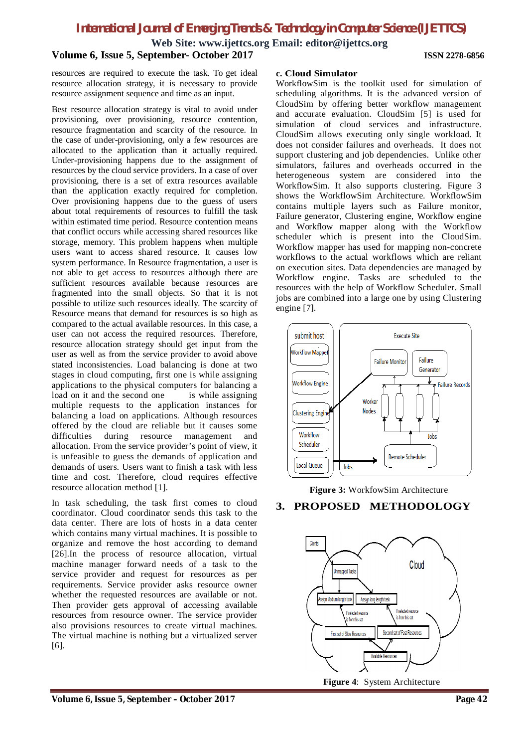resources are required to execute the task. To get ideal resource allocation strategy, it is necessary to provide resource assignment sequence and time as an input.

Best resource allocation strategy is vital to avoid under provisioning, over provisioning, resource contention, resource fragmentation and scarcity of the resource. In the case of under-provisioning, only a few resources are allocated to the application than it actually required. Under-provisioning happens due to the assignment of resources by the cloud service providers. In a case of over provisioning, there is a set of extra resources available than the application exactly required for completion. Over provisioning happens due to the guess of users about total requirements of resources to fulfill the task within estimated time period. Resource contention means that conflict occurs while accessing shared resources like storage, memory. This problem happens when multiple users want to access shared resource. It causes low system performance. In Resource fragmentation, a user is not able to get access to resources although there are sufficient resources available because resources are fragmented into the small objects. So that it is not possible to utilize such resources ideally. The scarcity of Resource means that demand for resources is so high as compared to the actual available resources. In this case, a user can not access the required resources. Therefore, resource allocation strategy should get input from the user as well as from the service provider to avoid above stated inconsistencies. Load balancing is done at two stages in cloud computing, first one is while assigning applications to the physical computers for balancing a load on it and the second one is while assigning multiple requests to the application instances for balancing a load on applications. Although resources offered by the cloud are reliable but it causes some difficulties during resource management and allocation. From the service provider's point of view, it is unfeasible to guess the demands of application and demands of users. Users want to finish a task with less time and cost. Therefore, cloud requires effective resource allocation method [1].

In task scheduling, the task first comes to cloud coordinator. Cloud coordinator sends this task to the data center. There are lots of hosts in a data center which contains many virtual machines. It is possible to organize and remove the host according to demand [26].In the process of resource allocation, virtual machine manager forward needs of a task to the service provider and request for resources as per requirements. Service provider asks resource owner whether the requested resources are available or not. Then provider gets approval of accessing available resources from resource owner. The service provider also provisions resources to create virtual machines. The virtual machine is nothing but a virtualized server [6].

**c. Cloud Simulator**

WorkflowSim is the toolkit used for simulation of scheduling algorithms. It is the advanced version of CloudSim by offering better workflow management and accurate evaluation. CloudSim [5] is used for simulation of cloud services and infrastructure. CloudSim allows executing only single workload. It does not consider failures and overheads. It does not support clustering and job dependencies. Unlike other simulators, failures and overheads occurred in the heterogeneous system are considered into the WorkflowSim. It also supports clustering. Figure 3 shows the WorkflowSim Architecture. WorkflowSim contains multiple layers such as Failure monitor, Failure generator, Clustering engine, Workflow engine and Workflow mapper along with the Workflow scheduler which is present into the CloudSim. Workflow mapper has used for mapping non-concrete workflows to the actual workflows which are reliant on execution sites. Data dependencies are managed by Workflow engine. Tasks are scheduled to the resources with the help of Workflow Scheduler. Small jobs are combined into a large one by using Clustering engine [7].

**Figure 3:** WorkfowSim Architecture

## 3. PROPOSED METHODOLOGY

**Figure 4**: System Architecture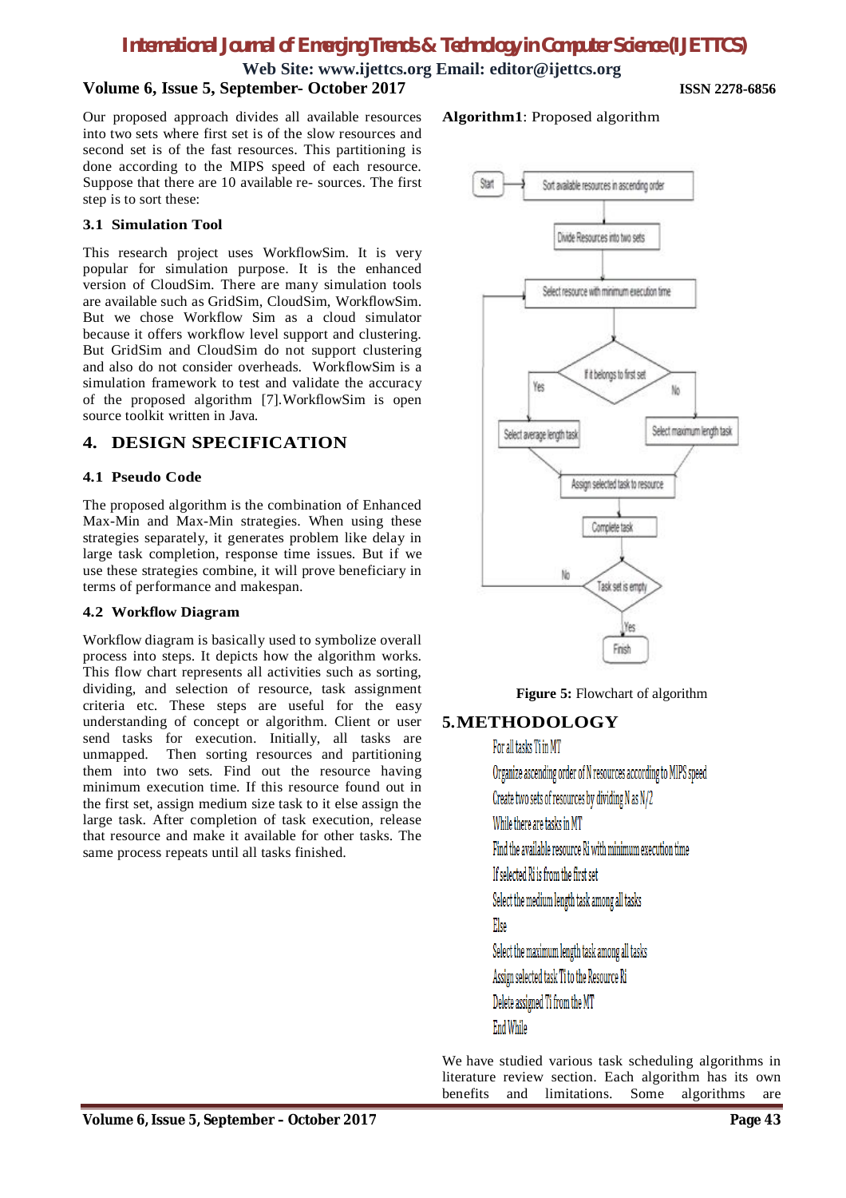Our proposed approach divides all available resources into two sets where first set is of the slow resources and second set is of the fast resources. This partitioning is done according to the MIPS speed of each resource. Suppose that there are 10 available re- sources. The first step is to sort these:

### 3.1 Simulation Tool

This research project uses WorkflowSim. It is very popular for simulation purpose. It is the enhanced version of CloudSim. There are many simulation tools are available such as GridSim, CloudSim, WorkflowSim. But we chose Workflow Sim as a cloud simulator because it offers workflow level support and clustering. But GridSim and CloudSim do not support clustering and also do not consider overheads. WorkflowSim is a simulation framework to test and validate the accuracy of the proposed algorithm [7].WorkflowSim is open source toolkit written in Java.

## 4. DESIGN SPECIFICATION

### 4.1 Pseudo Code

The proposed algorithm is the combination of Enhanced Max-Min and Max-Min strategies. When using these strategies separately, it generates problem like delay in large task completion, response time issues. But if we use these strategies combine, it will prove beneficiary in terms of performance and makespan.

### 4.2 Workflow Diagram

Workflow diagram is basically used to symbolize overall process into steps. It depicts how the algorithm works. This flow chart represents all activities such as sorting, dividing, and selection of resource, task assignment criteria etc. These steps are useful for the easy understanding of concept or algorithm. Client or user send tasks for execution. Initially, all tasks are unmapped. Then sorting resources and partitioning them into two sets. Find out the resource having minimum execution time. If this resource found out in the first set, assign medium size task to it else assign the large task. After completion of task execution, release that resource and make it available for other tasks. The same process repeats until all tasks finished.

**Algorithm1**: Proposed algorithm

Start → Sort available resources in ascending order → Divide Resources into two sets → Select resource with minimum execution time → If it belongs to first set (Yes: Select average length task; No: Select maximum length task) → Assign selected task to resource → Complete task → Task set is empty (No: return to Select resource with minimum execution time; Yes: Finish)

**Figure 5:** Flowchart of algorithm

## 5.METHODOLOGY

```
For all tasks Ti in MT
Organize ascending order of N resources according to MIPS speed
Create two sets of resources by dividing N as N/2
While there are tasks in MT
Find the available resource Ri with minimum execution time
If selected Ri is from the first set
Select the medium length task among all tasks
Else
Select the maximum length task among all tasks
Assign selected task Ti to the Resource Ri
Delete assigned Ti from the MT
End While
```

We have studied various task scheduling algorithms in literature review section. Each algorithm has its own benefits and limitations. Some algorithms are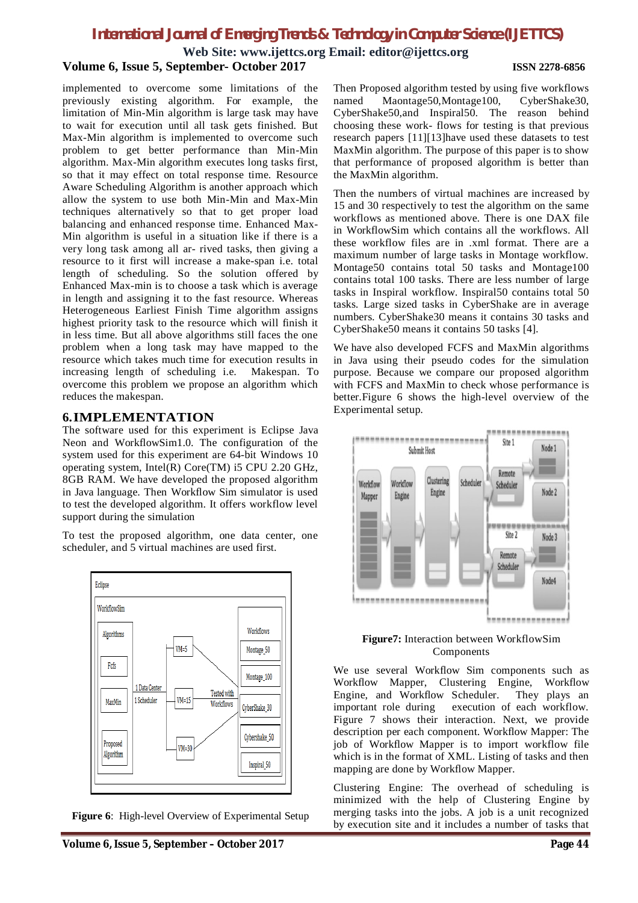implemented to overcome some limitations of the previously existing algorithm. For example, the limitation of Min-Min algorithm is large task may have to wait for execution until all task gets finished. But Max-Min algorithm is implemented to overcome such problem to get better performance than Min-Min algorithm. Max-Min algorithm executes long tasks first, so that it may effect on total response time. Resource Aware Scheduling Algorithm is another approach which allow the system to use both Min-Min and Max-Min techniques alternatively so that to get proper load balancing and enhanced response time. Enhanced Max-Min algorithm is useful in a situation like if there is a very long task among all ar- rived tasks, then giving a resource to it first will increase a make-span i.e. total length of scheduling. So the solution offered by Enhanced Max-min is to choose a task which is average in length and assigning it to the fast resource. Whereas Heterogeneous Earliest Finish Time algorithm assigns highest priority task to the resource which will finish it in less time. But all above algorithms still faces the one problem when a long task may have mapped to the resource which takes much time for execution results in increasing length of scheduling i.e. Makespan. To overcome this problem we propose an algorithm which reduces the makespan.

## 6. IMPLEMENTATION

The software used for this experiment is Eclipse Java Neon and WorkflowSim1.0. The configuration of the system used for this experiment are 64-bit Windows 10 operating system, Intel(R) Core(TM) i5 CPU 2.20 GHz, 8GB RAM. We have developed the proposed algorithm in Java language. Then Workflow Sim simulator is used to test the developed algorithm. It offers workflow level support during the simulation

To test the proposed algorithm, one data center, one scheduler, and 5 virtual machines are used first.

**Figure 6**: High-level Overview of Experimental Setup

Then Proposed algorithm tested by using five workflows named Maontage50,Montage100, CyberShake30, CyberShake50,and Inspiral50. The reason behind choosing these work- flows for testing is that previous research papers [11][13]have used these datasets to test MaxMin algorithm. The purpose of this paper is to show that performance of proposed algorithm is better than the MaxMin algorithm.

Then the numbers of virtual machines are increased by 15 and 30 respectively to test the algorithm on the same workflows as mentioned above. There is one DAX file in WorkflowSim which contains all the workflows. All these workflow files are in .xml format. There are a maximum number of large tasks in Montage workflow. Montage50 contains total 50 tasks and Montage100 contains total 100 tasks. There are less number of large tasks in Inspiral workflow. Inspiral50 contains total 50 tasks. Large sized tasks in CyberShake are in average numbers. CyberShake30 means it contains 30 tasks and CyberShake50 means it contains 50 tasks [4].

We have also developed FCFS and MaxMin algorithms in Java using their pseudo codes for the simulation purpose. Because we compare our proposed algorithm with FCFS and MaxMin to check whose performance is better.Figure 6 shows the high-level overview of the Experimental setup.

**Figure7:** Interaction between WorkflowSim Components

We use several Workflow Sim components such as Workflow Mapper, Clustering Engine, Workflow Engine, and Workflow Scheduler. They plays an important role during execution of each workflow. Figure 7 shows their interaction. Next, we provide description per each component. Workflow Mapper: The job of Workflow Mapper is to import workflow file which is in the format of XML. Listing of tasks and then mapping are done by Workflow Mapper.

Clustering Engine: The overhead of scheduling is minimized with the help of Clustering Engine by merging tasks into the jobs. A job is a unit recognized by execution site and it includes a number of tasks that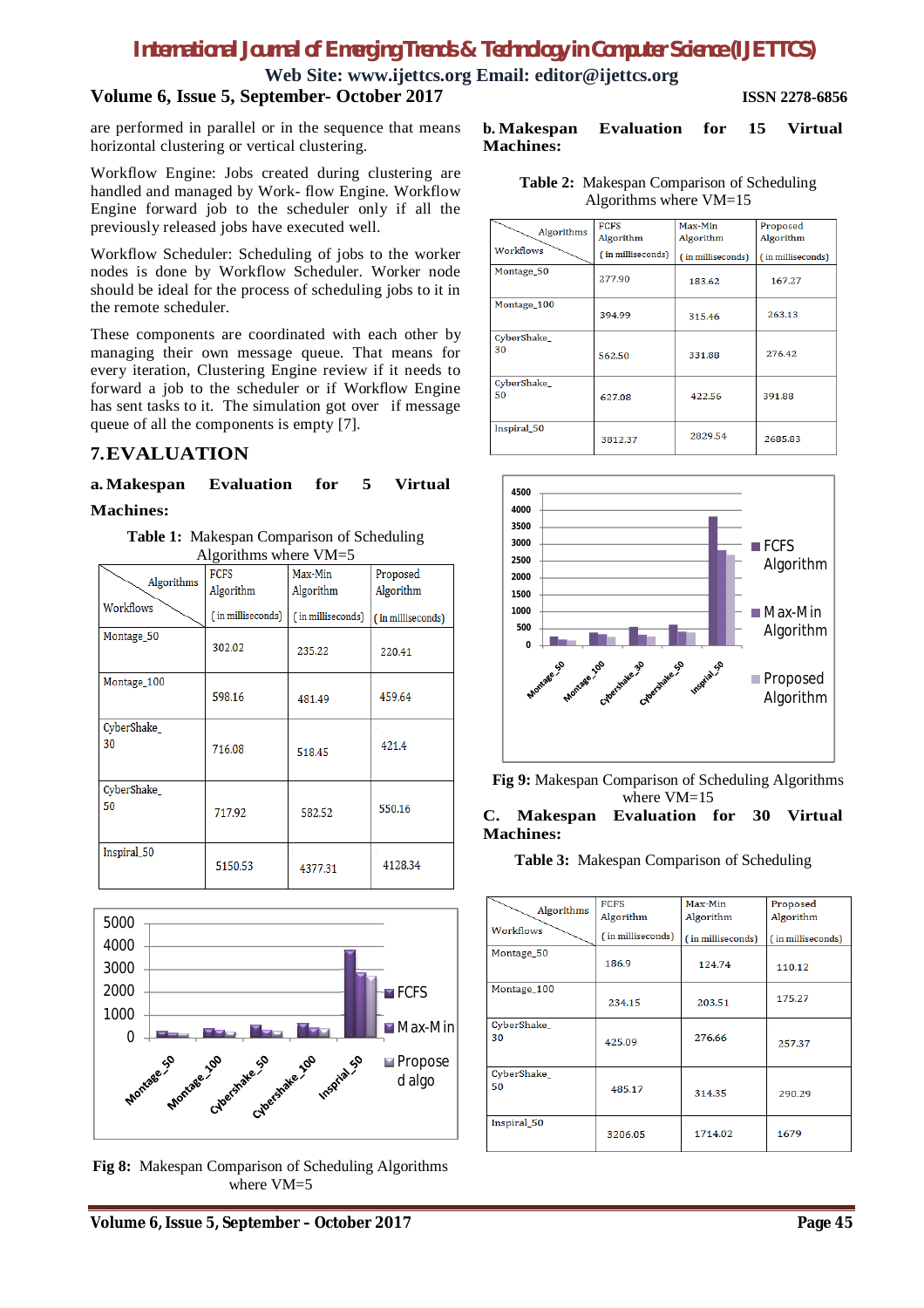are performed in parallel or in the sequence that means horizontal clustering or vertical clustering.

Workflow Engine: Jobs created during clustering are handled and managed by Work- flow Engine. Workflow Engine forward job to the scheduler only if all the previously released jobs have executed well.

Workflow Scheduler: Scheduling of jobs to the worker nodes is done by Workflow Scheduler. Worker node should be ideal for the process of scheduling jobs to it in the remote scheduler.

These components are coordinated with each other by managing their own message queue. That means for every iteration, Clustering Engine review if it needs to forward a job to the scheduler or if Workflow Engine has sent tasks to it. The simulation got over if message queue of all the components is empty [7].

## 7. EVALUATION

### a. Makespan Evaluation for 5 Virtual Machines:

**Table 1:** Makespan Comparison of Scheduling Algorithms where VM=5

| Workflows \ Algorithms | FCFS Algorithm (in milliseconds) | Max-Min Algorithm (in milliseconds) | Proposed Algorithm (in milliseconds) |
|---|---|---|---|
| Montage_50 | 302.02 | 235.22 | 220.41 |
| Montage_100 | 598.16 | 481.49 | 459.64 |
| CyberShake_30 | 716.08 | 518.45 | 421.4 |
| CyberShake_50 | 717.92 | 582.52 | 550.16 |
| Inspiral_50 | 5150.53 | 4377.31 | 4128.34 |

**Fig 8:** Makespan Comparison of Scheduling Algorithms where VM=5

### b. Makespan Evaluation for 15 Virtual Machines:

**Table 2:** Makespan Comparison of Scheduling Algorithms where VM=15

| Workflows \ Algorithms | FCFS Algorithm (in milliseconds) | Max-Min Algorithm (in milliseconds) | Proposed Algorithm (in milliseconds) |
|---|---|---|---|
| Montage_50 | 277.90 | 183.62 | 167.27 |
| Montage_100 | 394.99 | 315.46 | 263.13 |
| CyberShake_30 | 562.50 | 331.88 | 276.42 |
| CyberShake_50 | 627.08 | 422.56 | 391.88 |
| Inspiral_50 | 3812.37 | 2829.54 | 2685.83 |

**Fig 9:** Makespan Comparison of Scheduling Algorithms where VM=15

### C. Makespan Evaluation for 30 Virtual Machines:

**Table 3:** Makespan Comparison of Scheduling

| Workflows \ Algorithms | FCFS Algorithm (in milliseconds) | Max-Min Algorithm (in milliseconds) | Proposed Algorithm (in milliseconds) |
|---|---|---|---|
| Montage_50 | 186.9 | 124.74 | 110.12 |
| Montage_100 | 234.15 | 203.51 | 175.27 |
| CyberShake_30 | 425.09 | 276.66 | 257.37 |
| CyberShake_50 | 485.17 | 314.35 | 290.29 |
| Inspiral_50 | 3206.05 | 1714.02 | 1679 |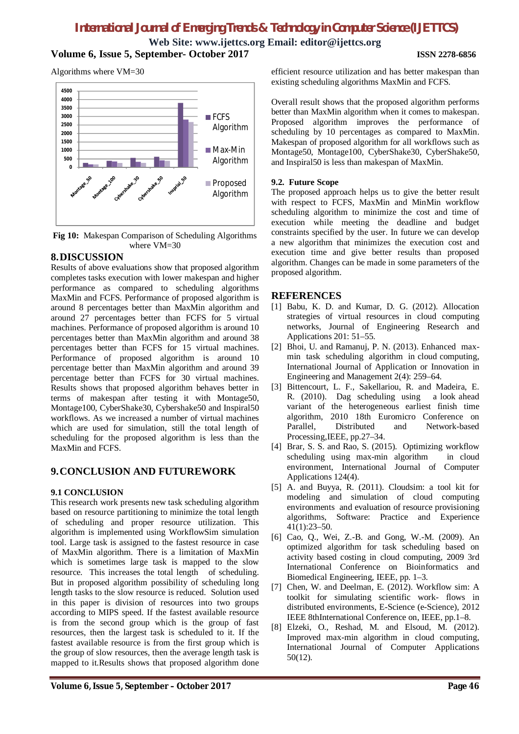Algorithms where VM=30

**Fig 10:** Makespan Comparison of Scheduling Algorithms where VM=30

## 8. DISCUSSION

Results of above evaluations show that proposed algorithm completes tasks execution with lower makespan and higher performance as compared to scheduling algorithms MaxMin and FCFS. Performance of proposed algorithm is around 8 percentages better than MaxMin algorithm and around 27 percentages better than FCFS for 5 virtual machines. Performance of proposed algorithm is around 10 percentages better than MaxMin algorithm and around 38 percentages better than FCFS for 15 virtual machines. Performance of proposed algorithm is around 10 percentage better than MaxMin algorithm and around 39 percentage better than FCFS for 30 virtual machines. Results shows that proposed algorithm behaves better in terms of makespan after testing it with Montage50, Montage100, CyberShake30, Cybershake50 and Inspiral50 workflows. As we increased a number of virtual machines which are used for simulation, still the total length of scheduling for the proposed algorithm is less than the MaxMin and FCFS.

## 9. CONCLUSION AND FUTUREWORK

### 9.1 CONCLUSION

This research work presents new task scheduling algorithm based on resource partitioning to minimize the total length of scheduling and proper resource utilization. This algorithm is implemented using WorkflowSim simulation tool. Large task is assigned to the fastest resource in case of MaxMin algorithm. There is a limitation of MaxMin which is sometimes large task is mapped to the slow resource. This increases the total length of scheduling. But in proposed algorithm possibility of scheduling long length tasks to the slow resource is reduced. Solution used in this paper is division of resources into two groups according to MIPS speed. If the fastest available resource is from the second group which is the group of fast resources, then the largest task is scheduled to it. If the fastest available resource is from the first group which is the group of slow resources, then the average length task is mapped to it.Results shows that proposed algorithm done efficient resource utilization and has better makespan than existing scheduling algorithms MaxMin and FCFS.

Overall result shows that the proposed algorithm performs better than MaxMin algorithm when it comes to makespan. Proposed algorithm improves the performance of scheduling by 10 percentages as compared to MaxMin. Makespan of proposed algorithm for all workflows such as Montage50, Montage100, CyberShake30, CyberShake50, and Inspiral50 is less than makespan of MaxMin.

### 9.2. Future Scope

The proposed approach helps us to give the better result with respect to FCFS, MaxMin and MinMin workflow scheduling algorithm to minimize the cost and time of execution while meeting the deadline and budget constraints specified by the user. In future we can develop a new algorithm that minimizes the execution cost and execution time and give better results than proposed algorithm. Changes can be made in some parameters of the proposed algorithm.

## REFERENCES

[1] Babu, K. D. and Kumar, D. G. (2012). Allocation strategies of virtual resources in cloud computing networks, Journal of Engineering Research and Applications 201: 51–55.

[2] Bhoi, U. and Ramanuj, P. N. (2013). Enhanced max-min task scheduling algorithm in cloud computing, International Journal of Application or Innovation in Engineering and Management 2(4): 259–64.

[3] Bittencourt, L. F., Sakellariou, R. and Madeira, E. R. (2010). Dag scheduling using a look ahead variant of the heterogeneous earliest finish time algorithm, 2010 18th Euromicro Conference on Parallel, Distributed and Network-based Processing,IEEE, pp.27–34.

[4] Brar, S. S. and Rao, S. (2015). Optimizing workflow scheduling using max-min algorithm in cloud environment, International Journal of Computer Applications 124(4).

[5] A. and Buyya, R. (2011). Cloudsim: a tool kit for modeling and simulation of cloud computing environments and evaluation of resource provisioning algorithms, Software: Practice and Experience 41(1):23–50.

[6] Cao, Q., Wei, Z.-B. and Gong, W.-M. (2009). An optimized algorithm for task scheduling based on activity based costing in cloud computing, 2009 3rd International Conference on Bioinformatics and Biomedical Engineering, IEEE, pp. 1–3.

[7] Chen, W. and Deelman, E. (2012). Workflow sim: A toolkit for simulating scientific work- flows in distributed environments, E-Science (e-Science), 2012 IEEE 8thInternational Conference on, IEEE, pp.1–8.

[8] Elzeki, O., Reshad, M. and Elsoud, M. (2012). Improved max-min algorithm in cloud computing, International Journal of Computer Applications 50(12).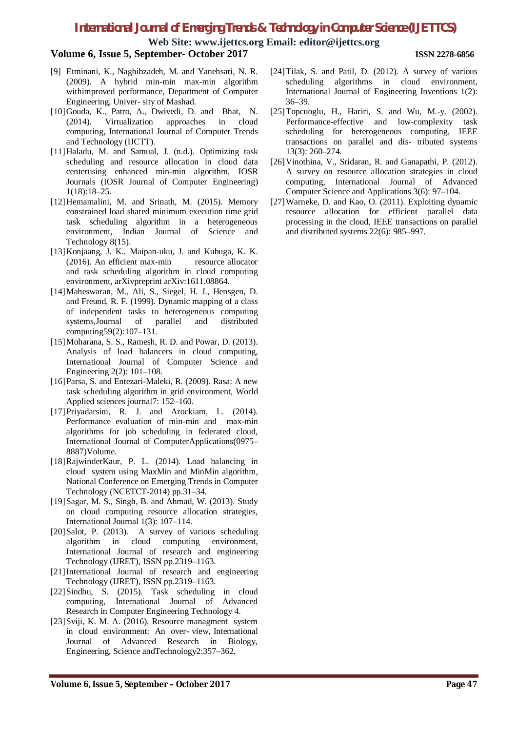[9] Etminani, K., Naghibzadeh, M. and Yanehsari, N. R. (2009). A hybrid min-min max-min algorithm withimproved performance, Department of Computer Engineering, Univer- sity of Mashad.

[10] Gouda, K., Patro, A., Dwivedi, D. and Bhat, N. (2014). Virtualization approaches in cloud computing, International Journal of Computer Trends and Technology (IJCTT).

[11] Haladu, M. and Samual, J. (n.d.). Optimizing task scheduling and resource allocation in cloud data centerusing enhanced min-min algorithm, IOSR Journals (IOSR Journal of Computer Engineering) 1(18):18–25.

[12] Hemamalini, M. and Srinath, M. (2015). Memory constrained load shared minimum execution time grid task scheduling algorithm in a heterogeneous environment, Indian Journal of Science and Technology 8(15).

[13] Konjaang, J. K., Maipan-uku, J. and Kubuga, K. K. (2016). An efficient max-min resource allocator and task scheduling algorithm in cloud computing environment, arXivpreprint arXiv:1611.08864.

[14] Maheswaran, M., Ali, S., Siegel, H. J., Hensgen, D. and Freund, R. F. (1999). Dynamic mapping of a class of independent tasks to heterogeneous computing systems,Journal of parallel and distributed computing59(2):107–131.

[15] Moharana, S. S., Ramesh, R. D. and Powar, D. (2013). Analysis of load balancers in cloud computing, International Journal of Computer Science and Engineering 2(2): 101–108.

[16] Parsa, S. and Entezari-Maleki, R. (2009). Rasa: A new task scheduling algorithm in grid environment, World Applied sciences journal7: 152–160.

[17] Priyadarsini, R. J. and Arockiam, L. (2014). Performance evaluation of min-min and max-min algorithms for job scheduling in federated cloud, International Journal of ComputerApplications(0975–8887)Volume.

[18] RajwinderKaur, P. L. (2014). Load balancing in cloud system using MaxMin and MinMin algorithm, National Conference on Emerging Trends in Computer Technology (NCETCT-2014) pp.31–34.

[19] Sagar, M. S., Singh, B. and Ahmad, W. (2013). Study on cloud computing resource allocation strategies, International Journal 1(3): 107–114.

[20] Salot, P. (2013). A survey of various scheduling algorithm in cloud computing environment, International Journal of research and engineering Technology (IJRET), ISSN pp.2319–1163.

[21] International Journal of research and engineering Technology (IJRET), ISSN pp.2319–1163.

[22] Sindhu, S. (2015). Task scheduling in cloud computing, International Journal of Advanced Research in Computer Engineering Technology 4.

[23] Sviji, K. M. A. (2016). Resource managment system in cloud environment: An over- view, International Journal of Advanced Research in Biology, Engineering, Science andTechnology2:357–362.

[24] Tilak, S. and Patil, D. (2012). A survey of various scheduling algorithms in cloud environment, International Journal of Engineering Inventions 1(2): 36–39.

[25] Topcuoglu, H., Hariri, S. and Wu, M.-y. (2002). Performance-effective and low-complexity task scheduling for heterogeneous computing, IEEE transactions on parallel and dis- tributed systems 13(3): 260–274.

[26] Vinothina, V., Sridaran, R. and Ganapathi, P. (2012). A survey on resource allocation strategies in cloud computing, International Journal of Advanced Computer Science and Applications 3(6): 97–104.

[27] Warneke, D. and Kao, O. (2011). Exploiting dynamic resource allocation for efficient parallel data processing in the cloud, IEEE transactions on parallel and distributed systems 22(6): 985–997.